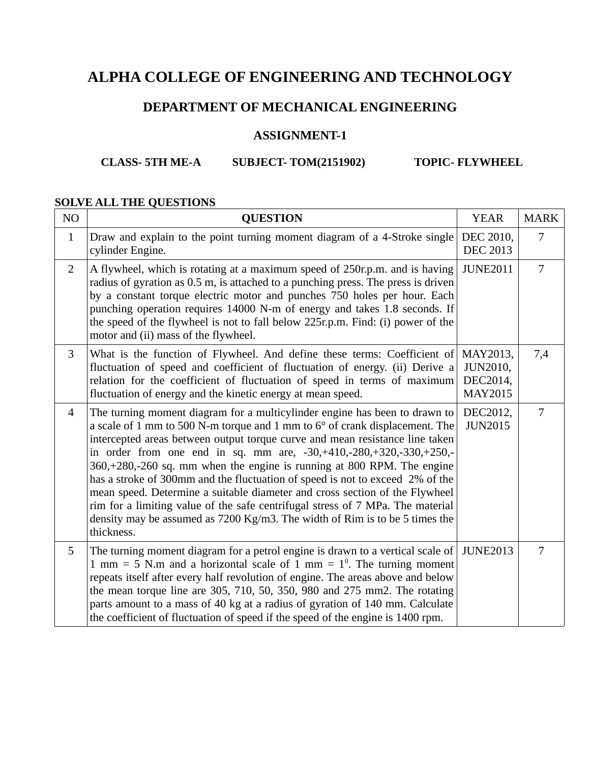# ALPHA COLLEGE OF ENGINEERING AND TECHNOLOGY

## DEPARTMENT OF MECHANICAL ENGINEERING

### ASSIGNMENT-1

**CLASS- 5TH ME-A SUBJECT- TOM(2151902) TOPIC- FLYWHEEL**

**SOLVE ALL THE QUESTIONS**

| NO | QUESTION | YEAR | MARK |
|---|---|---|---|
| 1 | Draw and explain to the point turning moment diagram of a 4-Stroke single cylinder Engine. | DEC 2010, DEC 2013 | 7 |
| 2 | A flywheel, which is rotating at a maximum speed of 250r.p.m. and is having radius of gyration as 0.5 m, is attached to a punching press. The press is driven by a constant torque electric motor and punches 750 holes per hour. Each punching operation requires 14000 N-m of energy and takes 1.8 seconds. If the speed of the flywheel is not to fall below 225r.p.m. Find: (i) power of the motor and (ii) mass of the flywheel. | JUNE2011 | 7 |
| 3 | What is the function of Flywheel. And define these terms: Coefficient of fluctuation of speed and coefficient of fluctuation of energy. (ii) Derive a relation for the coefficient of fluctuation of speed in terms of maximum fluctuation of energy and the kinetic energy at mean speed. | MAY2013, JUN2010, DEC2014, MAY2015 | 7,4 |
| 4 | The turning moment diagram for a multicylinder engine has been to drawn to a scale of 1 mm to 500 N-m torque and 1 mm to 6° of crank displacement. The intercepted areas between output torque curve and mean resistance line taken in order from one end in sq. mm are, -30,+410,-280,+320,-330,+250,-360,+280,-260 sq. mm when the engine is running at 800 RPM. The engine has a stroke of 300mm and the fluctuation of speed is not to exceed 2% of the mean speed. Determine a suitable diameter and cross section of the Flywheel rim for a limiting value of the safe centrifugal stress of 7 MPa. The material density may be assumed as 7200 Kg/m3. The width of Rim is to be 5 times the thickness. | DEC2012, JUN2015 | 7 |
| 5 | The turning moment diagram for a petrol engine is drawn to a vertical scale of 1 mm = 5 N.m and a horizontal scale of 1 mm = $1^0$. The turning moment repeats itself after every half revolution of engine. The areas above and below the mean torque line are 305, 710, 50, 350, 980 and 275 mm2. The rotating parts amount to a mass of 40 kg at a radius of gyration of 140 mm. Calculate the coefficient of fluctuation of speed if the speed of the engine is 1400 rpm. | JUNE2013 | 7 |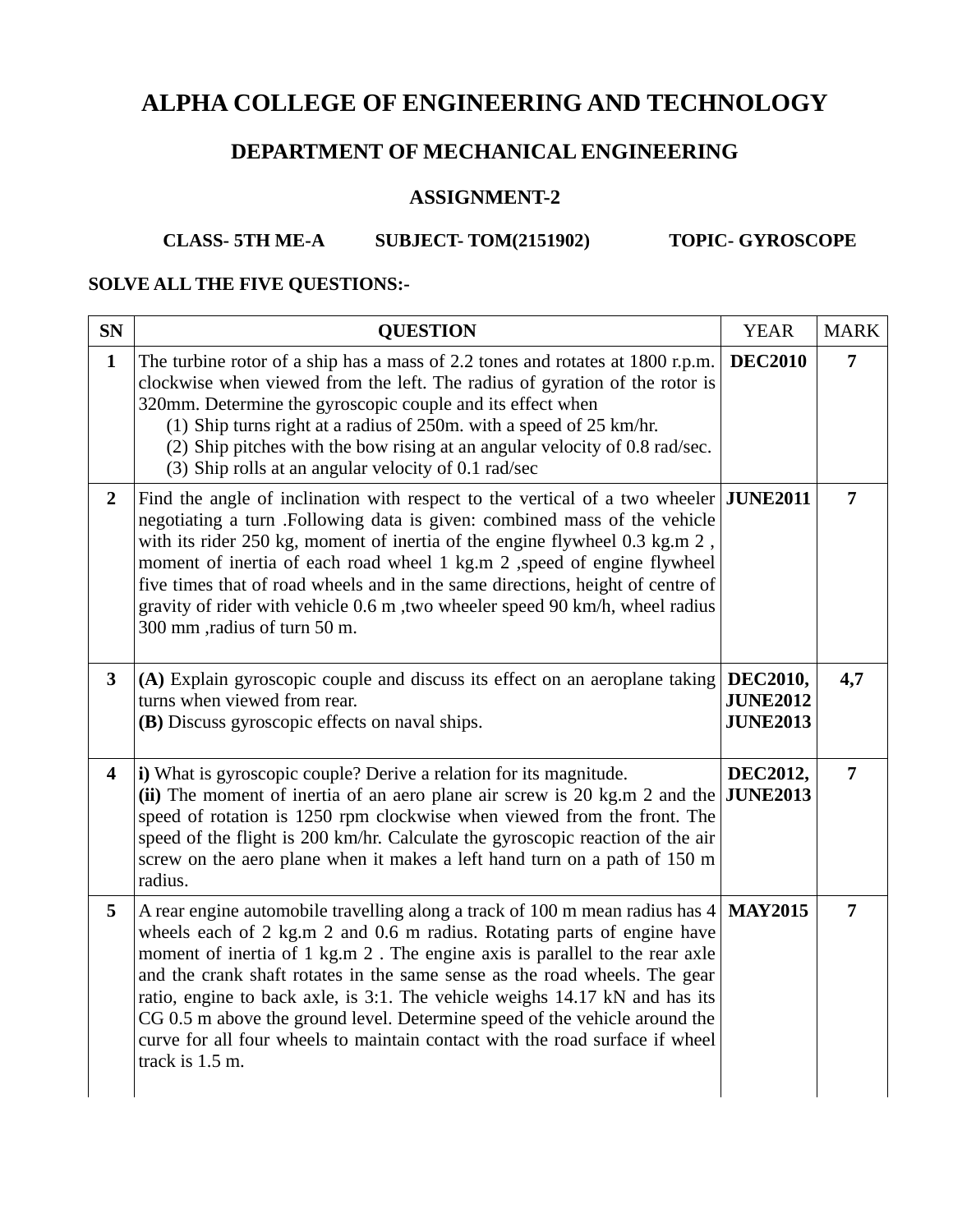# ALPHA COLLEGE OF ENGINEERING AND TECHNOLOGY

## DEPARTMENT OF MECHANICAL ENGINEERING

### ASSIGNMENT-2

**CLASS- 5TH ME-A SUBJECT- TOM(2151902) TOPIC- GYROSCOPE**

**SOLVE ALL THE FIVE QUESTIONS:-**

| SN | QUESTION | YEAR | MARK |
|---|---|---|---|
| **1** | The turbine rotor of a ship has a mass of 2.2 tones and rotates at 1800 r.p.m. clockwise when viewed from the left. The radius of gyration of the rotor is 320mm. Determine the gyroscopic couple and its effect when<br>(1) Ship turns right at a radius of 250m. with a speed of 25 km/hr.<br>(2) Ship pitches with the bow rising at an angular velocity of 0.8 rad/sec.<br>(3) Ship rolls at an angular velocity of 0.1 rad/sec | **DEC2010** | **7** |
| **2** | Find the angle of inclination with respect to the vertical of a two wheeler negotiating a turn .Following data is given: combined mass of the vehicle with its rider 250 kg, moment of inertia of the engine flywheel 0.3 kg.m 2 , moment of inertia of each road wheel 1 kg.m 2 ,speed of engine flywheel five times that of road wheels and in the same directions, height of centre of gravity of rider with vehicle 0.6 m ,two wheeler speed 90 km/h, wheel radius 300 mm ,radius of turn 50 m. | **JUNE2011** | **7** |
| **3** | **(A)** Explain gyroscopic couple and discuss its effect on an aeroplane taking turns when viewed from rear.<br>**(B)** Discuss gyroscopic effects on naval ships. | **DEC2010, JUNE2012 JUNE2013** | **4,7** |
| **4** | **i)** What is gyroscopic couple? Derive a relation for its magnitude.<br>**(ii)** The moment of inertia of an aero plane air screw is 20 kg.m 2 and the speed of rotation is 1250 rpm clockwise when viewed from the front. The speed of the flight is 200 km/hr. Calculate the gyroscopic reaction of the air screw on the aero plane when it makes a left hand turn on a path of 150 m radius. | **DEC2012, JUNE2013** | **7** |
| **5** | A rear engine automobile travelling along a track of 100 m mean radius has 4 wheels each of 2 kg.m 2 and 0.6 m radius. Rotating parts of engine have moment of inertia of 1 kg.m 2 . The engine axis is parallel to the rear axle and the crank shaft rotates in the same sense as the road wheels. The gear ratio, engine to back axle, is 3:1. The vehicle weighs 14.17 kN and has its CG 0.5 m above the ground level. Determine speed of the vehicle around the curve for all four wheels to maintain contact with the road surface if wheel track is 1.5 m. | **MAY2015** | **7** |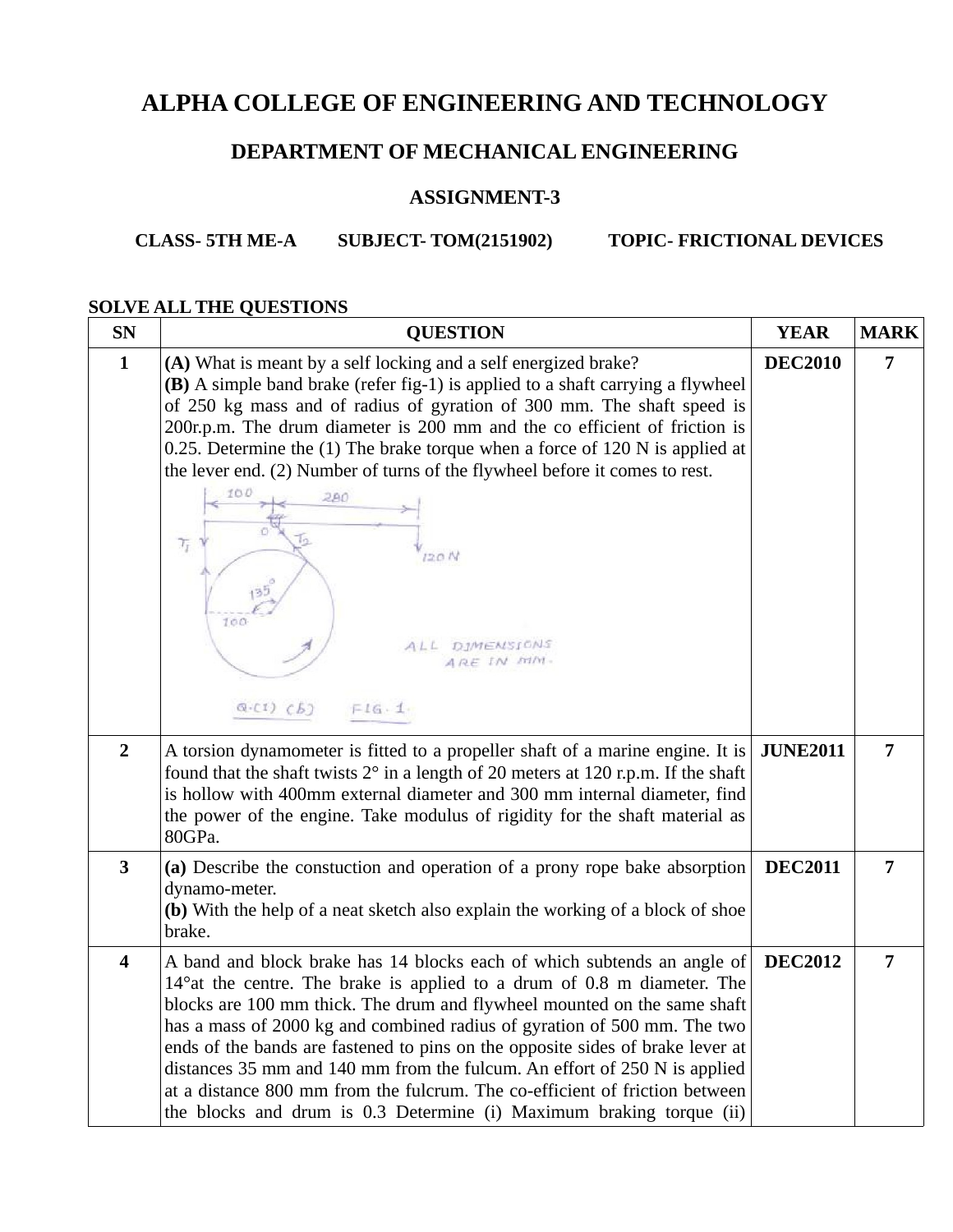# ALPHA COLLEGE OF ENGINEERING AND TECHNOLOGY

## DEPARTMENT OF MECHANICAL ENGINEERING

### ASSIGNMENT-3

**CLASS- 5TH ME-A SUBJECT- TOM(2151902) TOPIC- FRICTIONAL DEVICES**

**SOLVE ALL THE QUESTIONS**

| SN | QUESTION | YEAR | MARK |
|---|---|---|---|
| 1 | **(A)** What is meant by a self locking and a self energized brake?<br>**(B)** A simple band brake (refer fig-1) is applied to a shaft carrying a flywheel of 250 kg mass and of radius of gyration of 300 mm. The shaft speed is 200r.p.m. The drum diameter is 200 mm and the co efficient of friction is 0.25. Determine the (1) The brake torque when a force of 120 N is applied at the lever end. (2) Number of turns of the flywheel before it comes to rest.<br>100 280 O $T_1$ $T_2$ 120 N 135° 100 ALL DIMENSIONS ARE IN MM.<br>Q.(1) (b) FIG. 1. | **DEC2010** | **7** |
| 2 | A torsion dynamometer is fitted to a propeller shaft of a marine engine. It is found that the shaft twists 2° in a length of 20 meters at 120 r.p.m. If the shaft is hollow with 400mm external diameter and 300 mm internal diameter, find the power of the engine. Take modulus of rigidity for the shaft material as 80GPa. | **JUNE2011** | **7** |
| 3 | **(a)** Describe the constuction and operation of a prony rope bake absorption dynamo-meter.<br>**(b)** With the help of a neat sketch also explain the working of a block of shoe brake. | **DEC2011** | **7** |
| 4 | A band and block brake has 14 blocks each of which subtends an angle of 14°at the centre. The brake is applied to a drum of 0.8 m diameter. The blocks are 100 mm thick. The drum and flywheel mounted on the same shaft has a mass of 2000 kg and combined radius of gyration of 500 mm. The two ends of the bands are fastened to pins on the opposite sides of brake lever at distances 35 mm and 140 mm from the fulcum. An effort of 250 N is applied at a distance 800 mm from the fulcrum. The co-efficient of friction between the blocks and drum is 0.3 Determine (i) Maximum braking torque (ii) | **DEC2012** | **7** |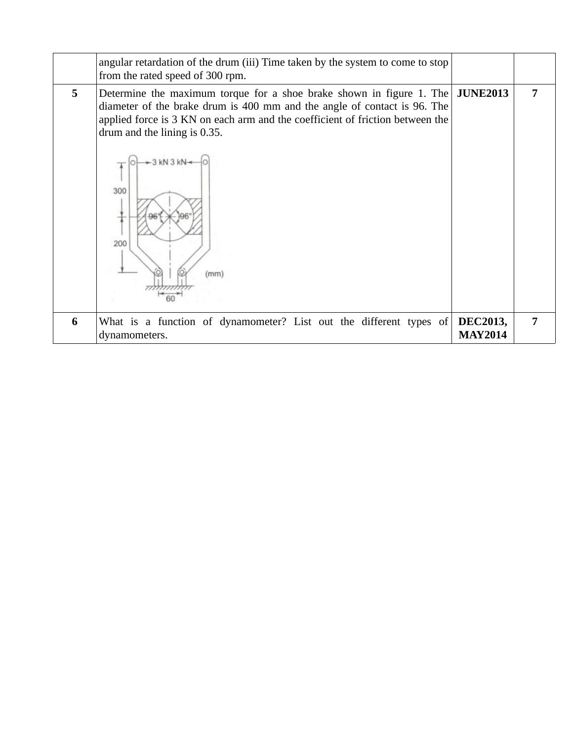|  |  |  |  |
|---|---|---|---|
|  | angular retardation of the drum (iii) Time taken by the system to come to stop from the rated speed of 300 rpm. |  |  |
| **5** | Determine the maximum torque for a shoe brake shown in figure 1. The diameter of the brake drum is 400 mm and the angle of contact is 96. The applied force is 3 KN on each arm and the coefficient of friction between the drum and the lining is 0.35. | **JUNE2013** | **7** |
| **6** | What is a function of dynamometer? List out the different types of dynamometers. | **DEC2013, MAY2014** | **7** |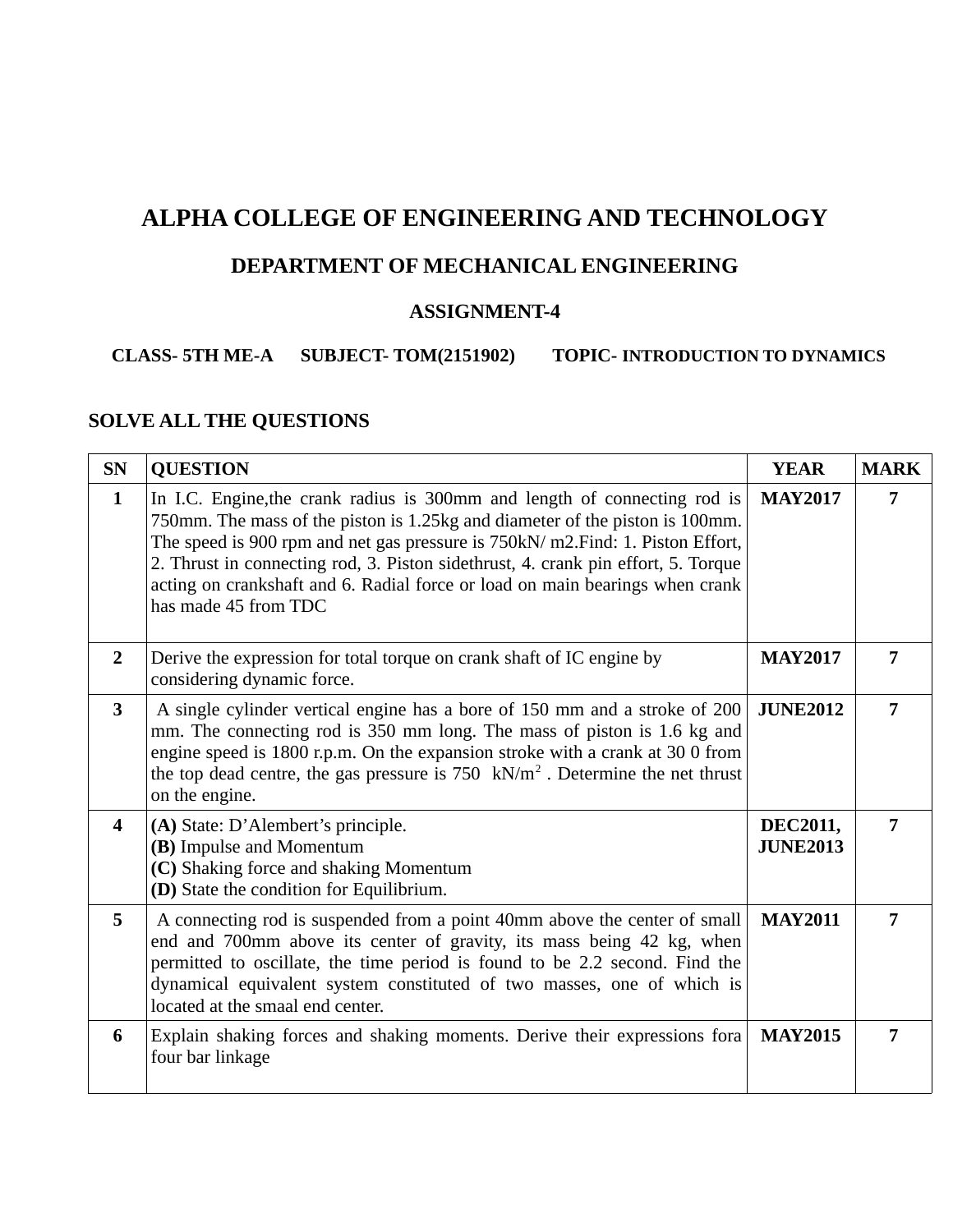# ALPHA COLLEGE OF ENGINEERING AND TECHNOLOGY

## DEPARTMENT OF MECHANICAL ENGINEERING

### ASSIGNMENT-4

**CLASS- 5TH ME-A SUBJECT- TOM(2151902) TOPIC- INTRODUCTION TO DYNAMICS**

**SOLVE ALL THE QUESTIONS**

| SN | QUESTION | YEAR | MARK |
|---|---|---|---|
| **1** | In I.C. Engine,the crank radius is 300mm and length of connecting rod is 750mm. The mass of the piston is 1.25kg and diameter of the piston is 100mm. The speed is 900 rpm and net gas pressure is 750kN/ m2.Find: 1. Piston Effort, 2. Thrust in connecting rod, 3. Piston sidethrust, 4. crank pin effort, 5. Torque acting on crankshaft and 6. Radial force or load on main bearings when crank has made 45 from TDC | **MAY2017** | **7** |
| **2** | Derive the expression for total torque on crank shaft of IC engine by considering dynamic force. | **MAY2017** | **7** |
| **3** | A single cylinder vertical engine has a bore of 150 mm and a stroke of 200 mm. The connecting rod is 350 mm long. The mass of piston is 1.6 kg and engine speed is 1800 r.p.m. On the expansion stroke with a crank at 30 0 from the top dead centre, the gas pressure is 750 $kN/m^2$ . Determine the net thrust on the engine. | **JUNE2012** | **7** |
| **4** | **(A)** State: D'Alembert's principle.<br>**(B)** Impulse and Momentum<br>**(C)** Shaking force and shaking Momentum<br>**(D)** State the condition for Equilibrium. | **DEC2011, JUNE2013** | **7** |
| **5** | A connecting rod is suspended from a point 40mm above the center of small end and 700mm above its center of gravity, its mass being 42 kg, when permitted to oscillate, the time period is found to be 2.2 second. Find the dynamical equivalent system constituted of two masses, one of which is located at the smaal end center. | **MAY2011** | **7** |
| **6** | Explain shaking forces and shaking moments. Derive their expressions fora four bar linkage | **MAY2015** | **7** |